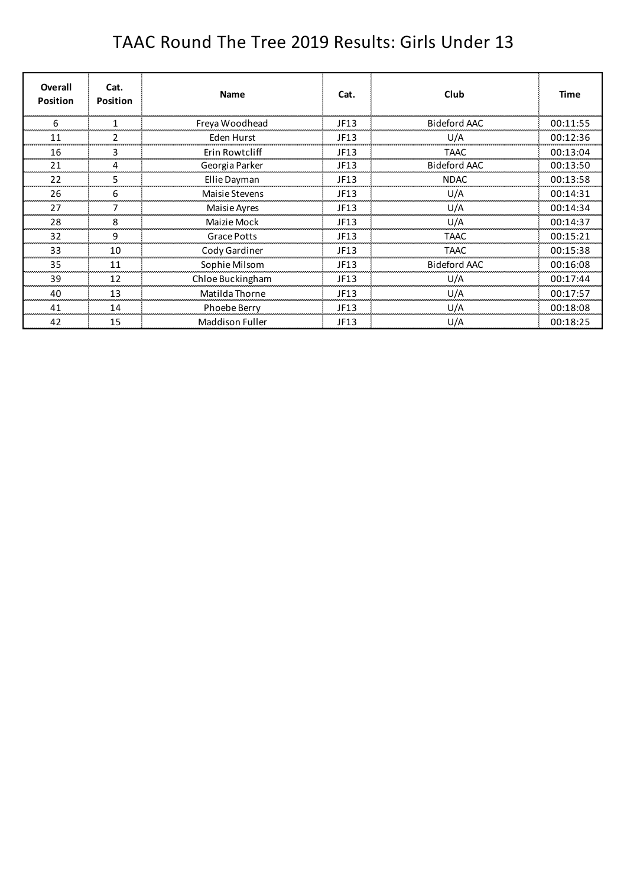# TAAC Round The Tree 2019 Results: Girls Under 13

| Overall Position | Cat. Position | Name | Cat. | Club | Time |
|---|---|---|---|---|---|
| 6 | 1 | Freya Woodhead | JF13 | Bideford AAC | 00:11:55 |
| 11 | 2 | Eden Hurst | JF13 | U/A | 00:12:36 |
| 16 | 3 | Erin Rowtcliff | JF13 | TAAC | 00:13:04 |
| 21 | 4 | Georgia Parker | JF13 | Bideford AAC | 00:13:50 |
| 22 | 5 | Ellie Dayman | JF13 | NDAC | 00:13:58 |
| 26 | 6 | Maisie Stevens | JF13 | U/A | 00:14:31 |
| 27 | 7 | Maisie Ayres | JF13 | U/A | 00:14:34 |
| 28 | 8 | Maizie Mock | JF13 | U/A | 00:14:37 |
| 32 | 9 | Grace Potts | JF13 | TAAC | 00:15:21 |
| 33 | 10 | Cody Gardiner | JF13 | TAAC | 00:15:38 |
| 35 | 11 | Sophie Milsom | JF13 | Bideford AAC | 00:16:08 |
| 39 | 12 | Chloe Buckingham | JF13 | U/A | 00:17:44 |
| 40 | 13 | Matilda Thorne | JF13 | U/A | 00:17:57 |
| 41 | 14 | Phoebe Berry | JF13 | U/A | 00:18:08 |
| 42 | 15 | Maddison Fuller | JF13 | U/A | 00:18:25 |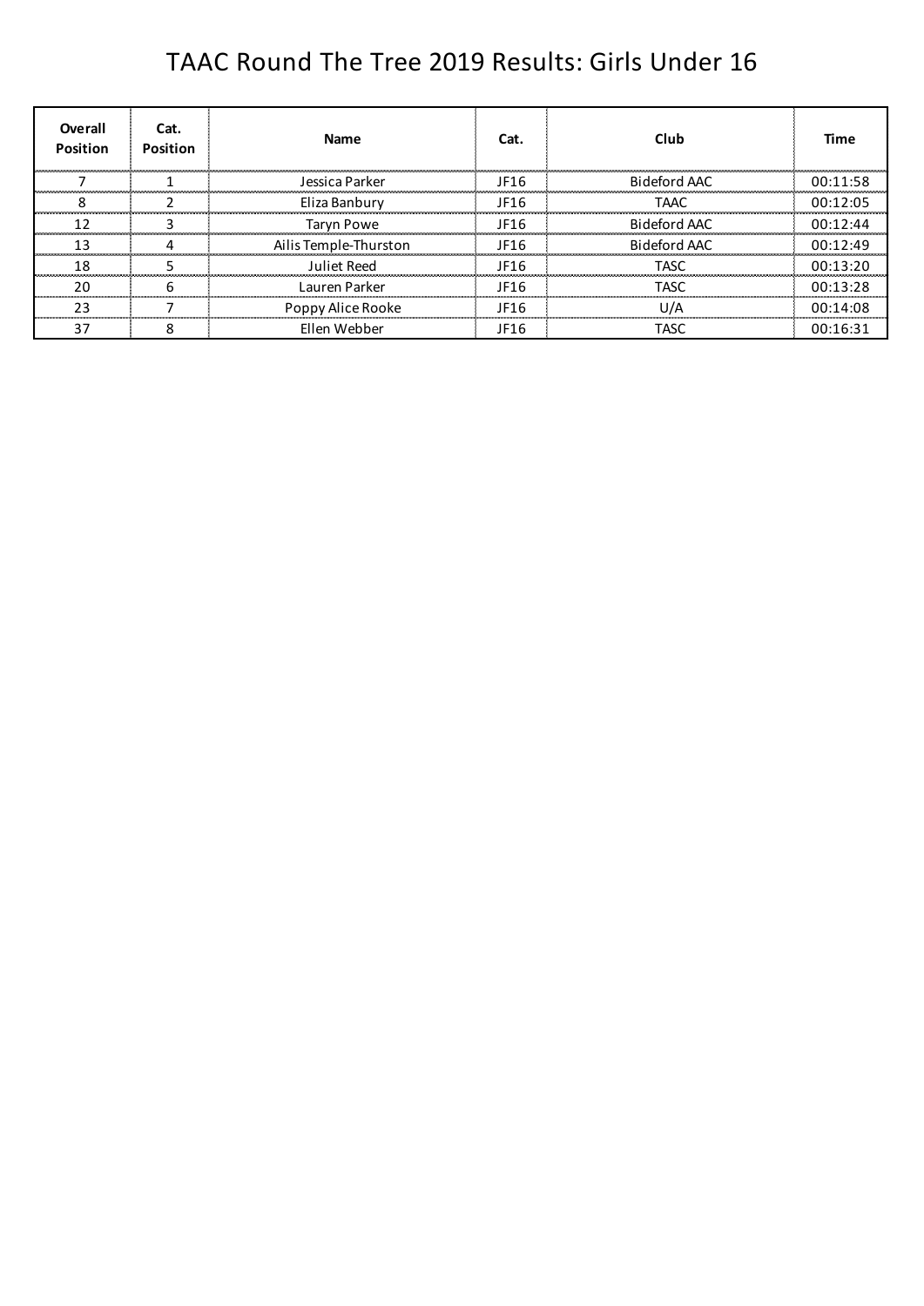# TAAC Round The Tree 2019 Results: Girls Under 16

| Overall Position | Cat. Position | Name | Cat. | Club | Time |
|---|---|---|---|---|---|
| 7 | 1 | Jessica Parker | JF16 | Bideford AAC | 00:11:58 |
| 8 | 2 | Eliza Banbury | JF16 | TAAC | 00:12:05 |
| 12 | 3 | Taryn Powe | JF16 | Bideford AAC | 00:12:44 |
| 13 | 4 | Ailis Temple-Thurston | JF16 | Bideford AAC | 00:12:49 |
| 18 | 5 | Juliet Reed | JF16 | TASC | 00:13:20 |
| 20 | 6 | Lauren Parker | JF16 | TASC | 00:13:28 |
| 23 | 7 | Poppy Alice Rooke | JF16 | U/A | 00:14:08 |
| 37 | 8 | Ellen Webber | JF16 | TASC | 00:16:31 |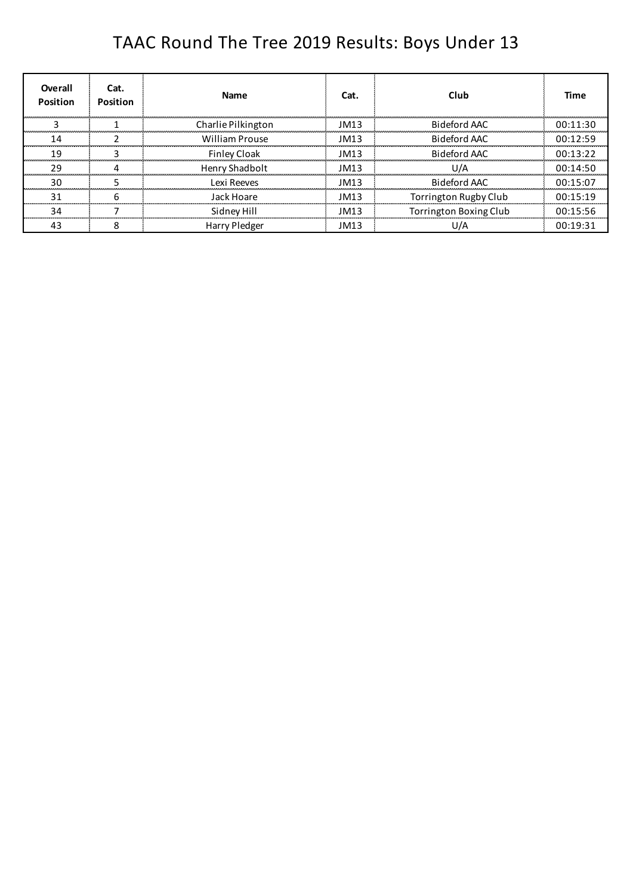# TAAC Round The Tree 2019 Results: Boys Under 13

| Overall Position | Cat. Position | Name | Cat. | Club | Time |
|---|---|---|---|---|---|
| 3 | 1 | Charlie Pilkington | JM13 | Bideford AAC | 00:11:30 |
| 14 | 2 | William Prouse | JM13 | Bideford AAC | 00:12:59 |
| 19 | 3 | Finley Cloak | JM13 | Bideford AAC | 00:13:22 |
| 29 | 4 | Henry Shadbolt | JM13 | U/A | 00:14:50 |
| 30 | 5 | Lexi Reeves | JM13 | Bideford AAC | 00:15:07 |
| 31 | 6 | Jack Hoare | JM13 | Torrington Rugby Club | 00:15:19 |
| 34 | 7 | Sidney Hill | JM13 | Torrington Boxing Club | 00:15:56 |
| 43 | 8 | Harry Pledger | JM13 | U/A | 00:19:31 |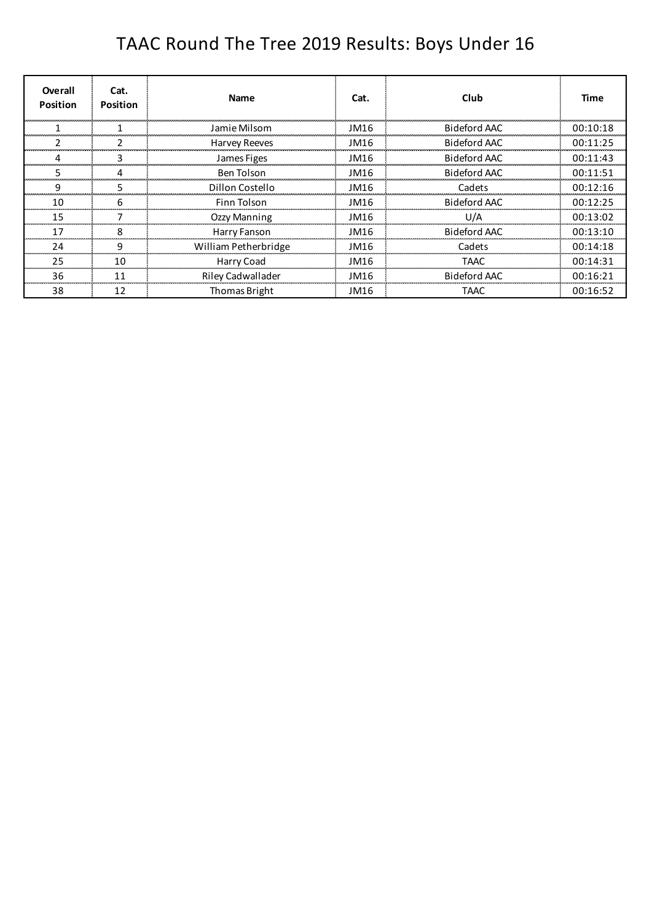# TAAC Round The Tree 2019 Results: Boys Under 16

| Overall Position | Cat. Position | Name | Cat. | Club | Time |
|---|---|---|---|---|---|
| 1 | 1 | Jamie Milsom | JM16 | Bideford AAC | 00:10:18 |
| 2 | 2 | Harvey Reeves | JM16 | Bideford AAC | 00:11:25 |
| 4 | 3 | James Figes | JM16 | Bideford AAC | 00:11:43 |
| 5 | 4 | Ben Tolson | JM16 | Bideford AAC | 00:11:51 |
| 9 | 5 | Dillon Costello | JM16 | Cadets | 00:12:16 |
| 10 | 6 | Finn Tolson | JM16 | Bideford AAC | 00:12:25 |
| 15 | 7 | Ozzy Manning | JM16 | U/A | 00:13:02 |
| 17 | 8 | Harry Fanson | JM16 | Bideford AAC | 00:13:10 |
| 24 | 9 | William Petherbridge | JM16 | Cadets | 00:14:18 |
| 25 | 10 | Harry Coad | JM16 | TAAC | 00:14:31 |
| 36 | 11 | Riley Cadwallader | JM16 | Bideford AAC | 00:16:21 |
| 38 | 12 | Thomas Bright | JM16 | TAAC | 00:16:52 |